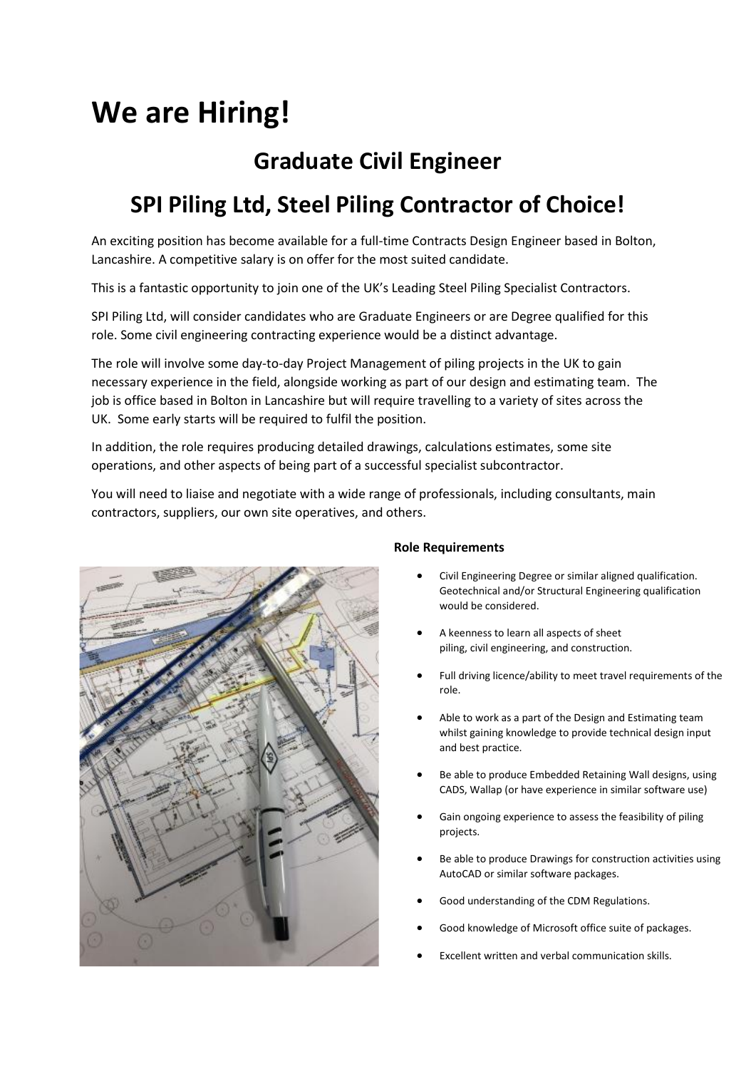# We are Hiring!

## Graduate Civil Engineer

## SPI Piling Ltd, Steel Piling Contractor of Choice!

An exciting position has become available for a full-time Contracts Design Engineer based in Bolton, Lancashire. A competitive salary is on offer for the most suited candidate.

This is a fantastic opportunity to join one of the UK's Leading Steel Piling Specialist Contractors.

SPI Piling Ltd, will consider candidates who are Graduate Engineers or are Degree qualified for this role. Some civil engineering contracting experience would be a distinct advantage.

The role will involve some day-to-day Project Management of piling projects in the UK to gain necessary experience in the field, alongside working as part of our design and estimating team. The job is office based in Bolton in Lancashire but will require travelling to a variety of sites across the UK. Some early starts will be required to fulfil the position.

In addition, the role requires producing detailed drawings, calculations estimates, some site operations, and other aspects of being part of a successful specialist subcontractor.

You will need to liaise and negotiate with a wide range of professionals, including consultants, main contractors, suppliers, our own site operatives, and others.

**Role Requirements**

- Civil Engineering Degree or similar aligned qualification. Geotechnical and/or Structural Engineering qualification would be considered.
- A keenness to learn all aspects of sheet piling, civil engineering, and construction.
- Full driving licence/ability to meet travel requirements of the role.
- Able to work as a part of the Design and Estimating team whilst gaining knowledge to provide technical design input and best practice.
- Be able to produce Embedded Retaining Wall designs, using CADS, Wallap (or have experience in similar software use)
- Gain ongoing experience to assess the feasibility of piling projects.
- Be able to produce Drawings for construction activities using AutoCAD or similar software packages.
- Good understanding of the CDM Regulations.
- Good knowledge of Microsoft office suite of packages.
- Excellent written and verbal communication skills.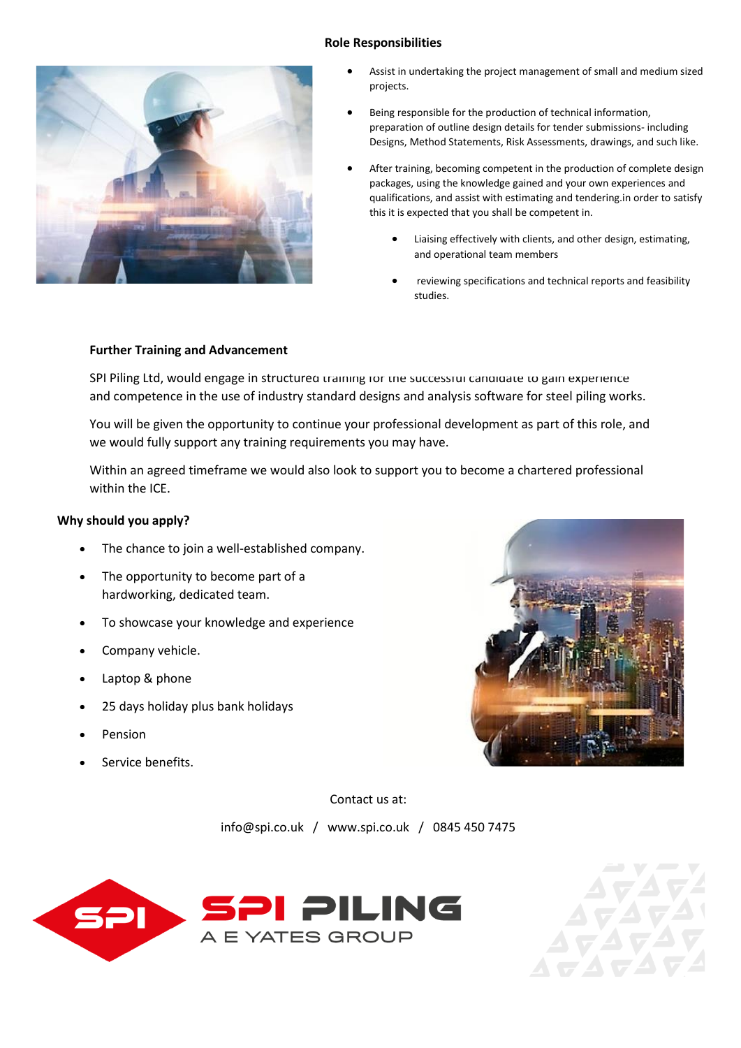## Role Responsibilities

- Assist in undertaking the project management of small and medium sized projects.
- Being responsible for the production of technical information, preparation of outline design details for tender submissions- including Designs, Method Statements, Risk Assessments, drawings, and such like.
- After training, becoming competent in the production of complete design packages, using the knowledge gained and your own experiences and qualifications, and assist with estimating and tendering.in order to satisfy this it is expected that you shall be competent in.
  - Liaising effectively with clients, and other design, estimating, and operational team members
  - reviewing specifications and technical reports and feasibility studies.

## Further Training and Advancement

SPI Piling Ltd, would engage in structured training for the successful candidate to gain experience and competence in the use of industry standard designs and analysis software for steel piling works.

You will be given the opportunity to continue your professional development as part of this role, and we would fully support any training requirements you may have.

Within an agreed timeframe we would also look to support you to become a chartered professional within the ICE.

## Why should you apply?

- The chance to join a well-established company.
- The opportunity to become part of a hardworking, dedicated team.
- To showcase your knowledge and experience
- Company vehicle.
- Laptop & phone
- 25 days holiday plus bank holidays
- Pension
- Service benefits.

Contact us at:

info@spi.co.uk / www.spi.co.uk / 0845 450 7475

SPI PILING
A E YATES GROUP